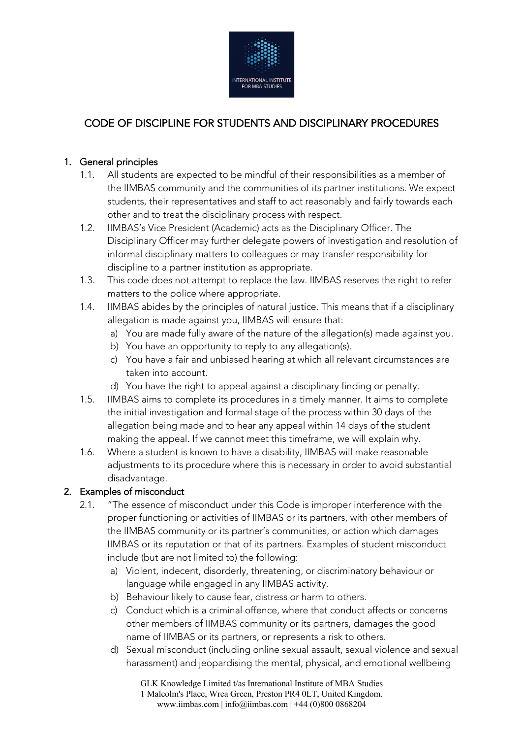INTERNATIONAL INSTITUTE FOR MBA STUDIES

# CODE OF DISCIPLINE FOR STUDENTS AND DISCIPLINARY PROCEDURES

## 1. General principles

1.1. All students are expected to be mindful of their responsibilities as a member of the IIMBAS community and the communities of its partner institutions. We expect students, their representatives and staff to act reasonably and fairly towards each other and to treat the disciplinary process with respect.

1.2. IIMBAS's Vice President (Academic) acts as the Disciplinary Officer. The Disciplinary Officer may further delegate powers of investigation and resolution of informal disciplinary matters to colleagues or may transfer responsibility for discipline to a partner institution as appropriate.

1.3. This code does not attempt to replace the law. IIMBAS reserves the right to refer matters to the police where appropriate.

1.4. IIMBAS abides by the principles of natural justice. This means that if a disciplinary allegation is made against you, IIMBAS will ensure that:

- a) You are made fully aware of the nature of the allegation(s) made against you.
- b) You have an opportunity to reply to any allegation(s).
- c) You have a fair and unbiased hearing at which all relevant circumstances are taken into account.
- d) You have the right to appeal against a disciplinary finding or penalty.

1.5. IIMBAS aims to complete its procedures in a timely manner. It aims to complete the initial investigation and formal stage of the process within 30 days of the allegation being made and to hear any appeal within 14 days of the student making the appeal. If we cannot meet this timeframe, we will explain why.

1.6. Where a student is known to have a disability, IIMBAS will make reasonable adjustments to its procedure where this is necessary in order to avoid substantial disadvantage.

## 2. Examples of misconduct

2.1. "The essence of misconduct under this Code is improper interference with the proper functioning or activities of IIMBAS or its partners, with other members of the IIMBAS community or its partner's communities, or action which damages IIMBAS or its reputation or that of its partners. Examples of student misconduct include (but are not limited to) the following:

- a) Violent, indecent, disorderly, threatening, or discriminatory behaviour or language while engaged in any IIMBAS activity.
- b) Behaviour likely to cause fear, distress or harm to others.
- c) Conduct which is a criminal offence, where that conduct affects or concerns other members of IIMBAS community or its partners, damages the good name of IIMBAS or its partners, or represents a risk to others.
- d) Sexual misconduct (including online sexual assault, sexual violence and sexual harassment) and jeopardising the mental, physical, and emotional wellbeing

GLK Knowledge Limited t/as International Institute of MBA Studies
1 Malcolm's Place, Wrea Green, Preston PR4 0LT, United Kingdom.
www.iimbas.com | info@iimbas.com | +44 (0)800 0868204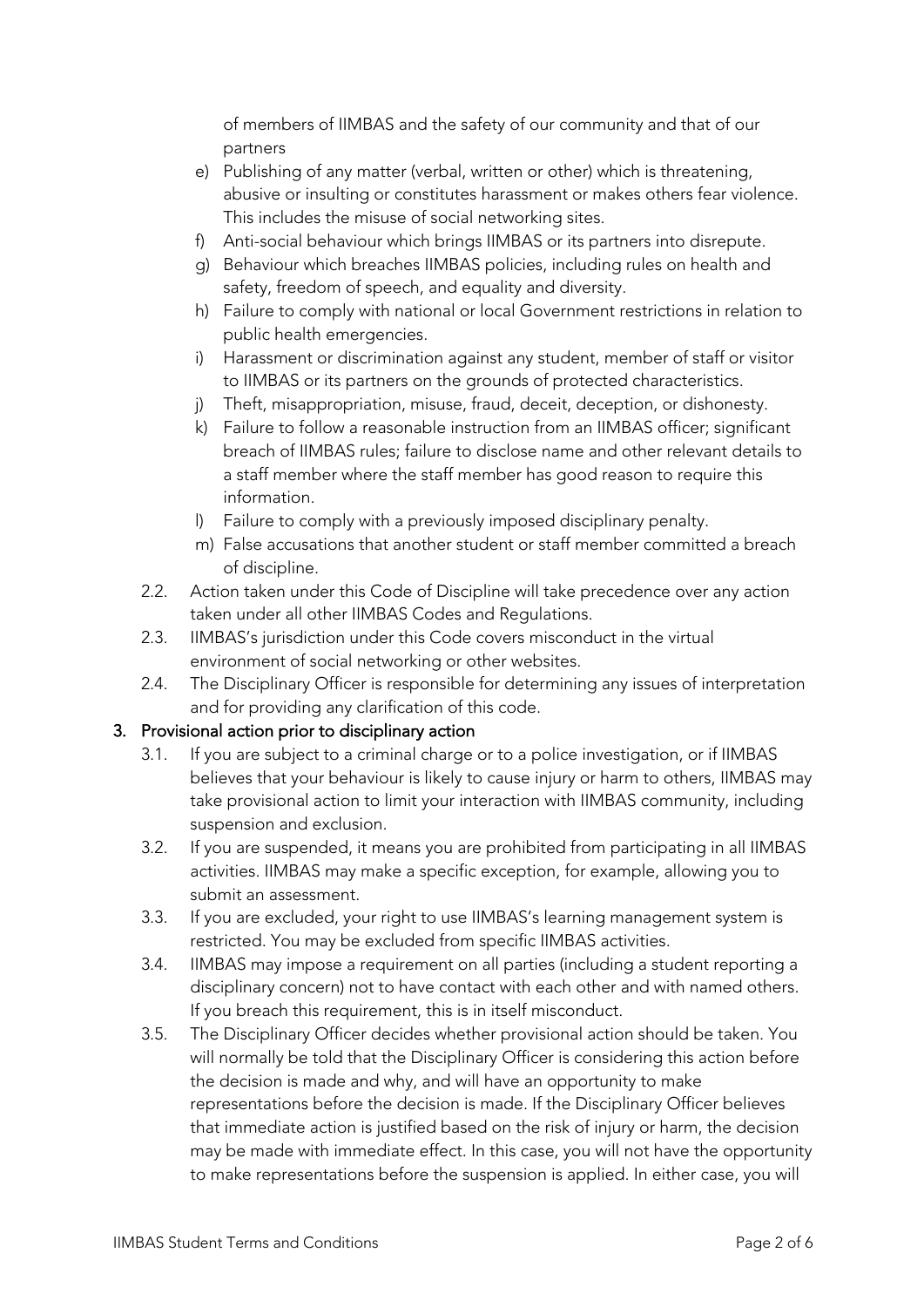of members of IIMBAS and the safety of our community and that of our partners

e) Publishing of any matter (verbal, written or other) which is threatening, abusive or insulting or constitutes harassment or makes others fear violence. This includes the misuse of social networking sites.
f) Anti-social behaviour which brings IIMBAS or its partners into disrepute.
g) Behaviour which breaches IIMBAS policies, including rules on health and safety, freedom of speech, and equality and diversity.
h) Failure to comply with national or local Government restrictions in relation to public health emergencies.
i) Harassment or discrimination against any student, member of staff or visitor to IIMBAS or its partners on the grounds of protected characteristics.
j) Theft, misappropriation, misuse, fraud, deceit, deception, or dishonesty.
k) Failure to follow a reasonable instruction from an IIMBAS officer; significant breach of IIMBAS rules; failure to disclose name and other relevant details to a staff member where the staff member has good reason to require this information.
l) Failure to comply with a previously imposed disciplinary penalty.
m) False accusations that another student or staff member committed a breach of discipline.

2.2. Action taken under this Code of Discipline will take precedence over any action taken under all other IIMBAS Codes and Regulations.

2.3. IIMBAS's jurisdiction under this Code covers misconduct in the virtual environment of social networking or other websites.

2.4. The Disciplinary Officer is responsible for determining any issues of interpretation and for providing any clarification of this code.

## 3. Provisional action prior to disciplinary action

3.1. If you are subject to a criminal charge or to a police investigation, or if IIMBAS believes that your behaviour is likely to cause injury or harm to others, IIMBAS may take provisional action to limit your interaction with IIMBAS community, including suspension and exclusion.

3.2. If you are suspended, it means you are prohibited from participating in all IIMBAS activities. IIMBAS may make a specific exception, for example, allowing you to submit an assessment.

3.3. If you are excluded, your right to use IIMBAS's learning management system is restricted. You may be excluded from specific IIMBAS activities.

3.4. IIMBAS may impose a requirement on all parties (including a student reporting a disciplinary concern) not to have contact with each other and with named others. If you breach this requirement, this is in itself misconduct.

3.5. The Disciplinary Officer decides whether provisional action should be taken. You will normally be told that the Disciplinary Officer is considering this action before the decision is made and why, and will have an opportunity to make representations before the decision is made. If the Disciplinary Officer believes that immediate action is justified based on the risk of injury or harm, the decision may be made with immediate effect. In this case, you will not have the opportunity to make representations before the suspension is applied. In either case, you will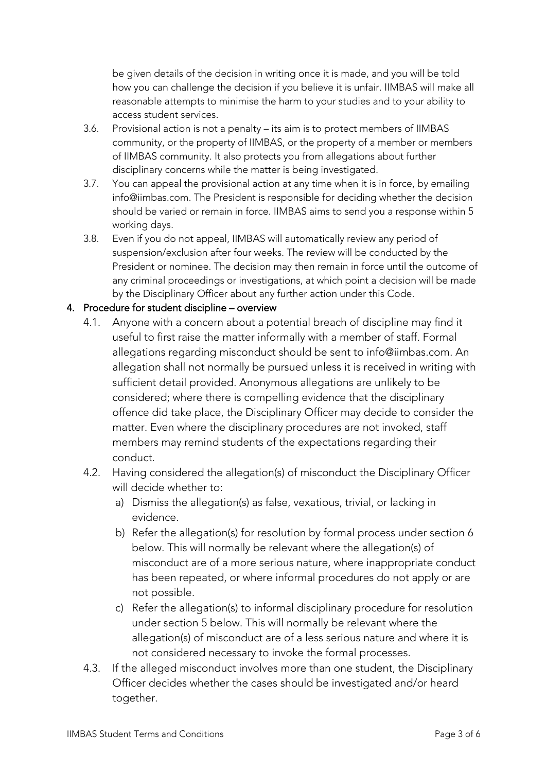be given details of the decision in writing once it is made, and you will be told how you can challenge the decision if you believe it is unfair. IIMBAS will make all reasonable attempts to minimise the harm to your studies and to your ability to access student services.

3.6. Provisional action is not a penalty – its aim is to protect members of IIMBAS community, or the property of IIMBAS, or the property of a member or members of IIMBAS community. It also protects you from allegations about further disciplinary concerns while the matter is being investigated.

3.7. You can appeal the provisional action at any time when it is in force, by emailing info@iimbas.com. The President is responsible for deciding whether the decision should be varied or remain in force. IIMBAS aims to send you a response within 5 working days.

3.8. Even if you do not appeal, IIMBAS will automatically review any period of suspension/exclusion after four weeks. The review will be conducted by the President or nominee. The decision may then remain in force until the outcome of any criminal proceedings or investigations, at which point a decision will be made by the Disciplinary Officer about any further action under this Code.

**4. Procedure for student discipline – overview**

4.1. Anyone with a concern about a potential breach of discipline may find it useful to first raise the matter informally with a member of staff. Formal allegations regarding misconduct should be sent to info@iimbas.com. An allegation shall not normally be pursued unless it is received in writing with sufficient detail provided. Anonymous allegations are unlikely to be considered; where there is compelling evidence that the disciplinary offence did take place, the Disciplinary Officer may decide to consider the matter. Even where the disciplinary procedures are not invoked, staff members may remind students of the expectations regarding their conduct.

4.2. Having considered the allegation(s) of misconduct the Disciplinary Officer will decide whether to:

a) Dismiss the allegation(s) as false, vexatious, trivial, or lacking in evidence.

b) Refer the allegation(s) for resolution by formal process under section 6 below. This will normally be relevant where the allegation(s) of misconduct are of a more serious nature, where inappropriate conduct has been repeated, or where informal procedures do not apply or are not possible.

c) Refer the allegation(s) to informal disciplinary procedure for resolution under section 5 below. This will normally be relevant where the allegation(s) of misconduct are of a less serious nature and where it is not considered necessary to invoke the formal processes.

4.3. If the alleged misconduct involves more than one student, the Disciplinary Officer decides whether the cases should be investigated and/or heard together.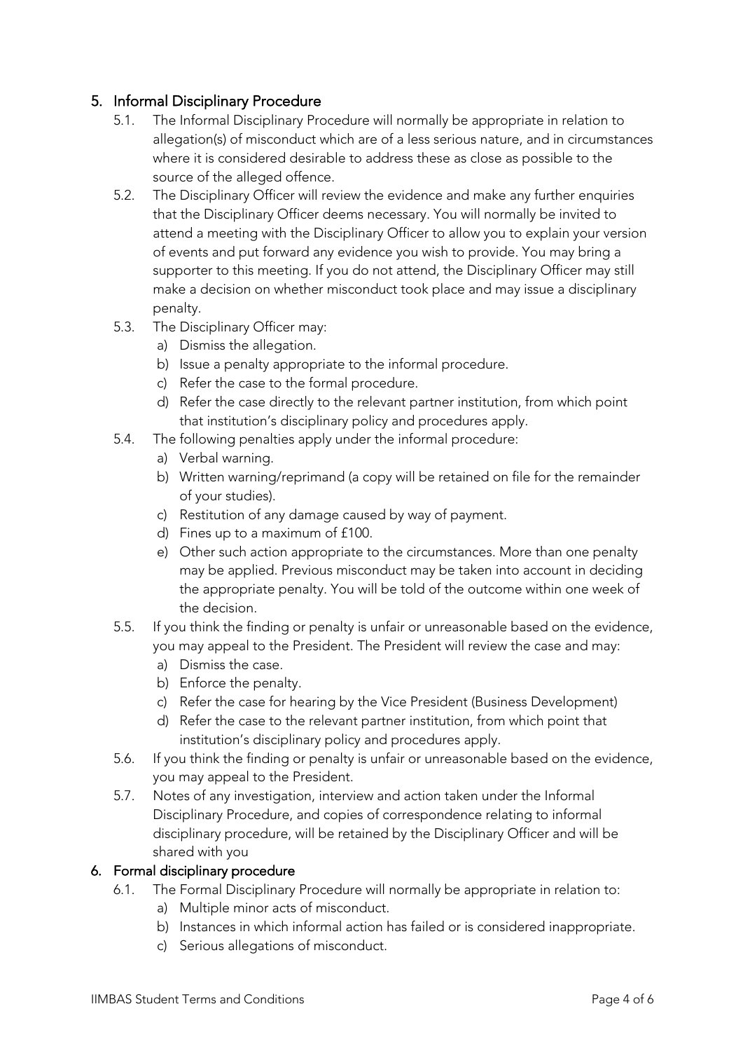## 5. Informal Disciplinary Procedure

5.1. The Informal Disciplinary Procedure will normally be appropriate in relation to allegation(s) of misconduct which are of a less serious nature, and in circumstances where it is considered desirable to address these as close as possible to the source of the alleged offence.

5.2. The Disciplinary Officer will review the evidence and make any further enquiries that the Disciplinary Officer deems necessary. You will normally be invited to attend a meeting with the Disciplinary Officer to allow you to explain your version of events and put forward any evidence you wish to provide. You may bring a supporter to this meeting. If you do not attend, the Disciplinary Officer may still make a decision on whether misconduct took place and may issue a disciplinary penalty.

5.3. The Disciplinary Officer may:

a) Dismiss the allegation.
b) Issue a penalty appropriate to the informal procedure.
c) Refer the case to the formal procedure.
d) Refer the case directly to the relevant partner institution, from which point that institution's disciplinary policy and procedures apply.

5.4. The following penalties apply under the informal procedure:

a) Verbal warning.
b) Written warning/reprimand (a copy will be retained on file for the remainder of your studies).
c) Restitution of any damage caused by way of payment.
d) Fines up to a maximum of £100.
e) Other such action appropriate to the circumstances. More than one penalty may be applied. Previous misconduct may be taken into account in deciding the appropriate penalty. You will be told of the outcome within one week of the decision.

5.5. If you think the finding or penalty is unfair or unreasonable based on the evidence, you may appeal to the President. The President will review the case and may:

a) Dismiss the case.
b) Enforce the penalty.
c) Refer the case for hearing by the Vice President (Business Development)
d) Refer the case to the relevant partner institution, from which point that institution's disciplinary policy and procedures apply.

5.6. If you think the finding or penalty is unfair or unreasonable based on the evidence, you may appeal to the President.

5.7. Notes of any investigation, interview and action taken under the Informal Disciplinary Procedure, and copies of correspondence relating to informal disciplinary procedure, will be retained by the Disciplinary Officer and will be shared with you

## 6. Formal disciplinary procedure

6.1. The Formal Disciplinary Procedure will normally be appropriate in relation to:

a) Multiple minor acts of misconduct.
b) Instances in which informal action has failed or is considered inappropriate.
c) Serious allegations of misconduct.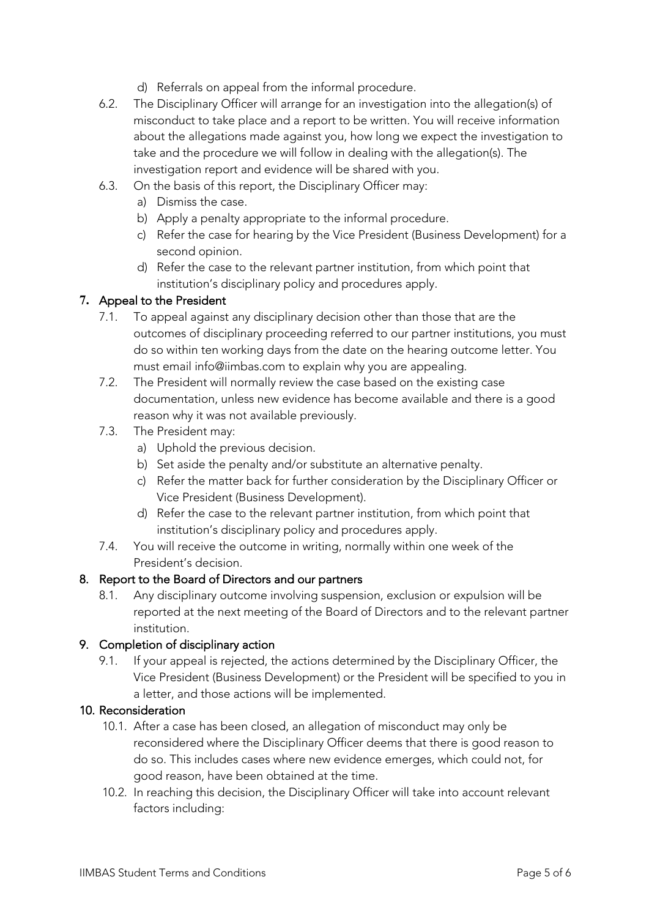d) Referrals on appeal from the informal procedure.

6.2. The Disciplinary Officer will arrange for an investigation into the allegation(s) of misconduct to take place and a report to be written. You will receive information about the allegations made against you, how long we expect the investigation to take and the procedure we will follow in dealing with the allegation(s). The investigation report and evidence will be shared with you.

6.3. On the basis of this report, the Disciplinary Officer may:

a) Dismiss the case.
b) Apply a penalty appropriate to the informal procedure.
c) Refer the case for hearing by the Vice President (Business Development) for a second opinion.
d) Refer the case to the relevant partner institution, from which point that institution's disciplinary policy and procedures apply.

## 7. Appeal to the President

7.1. To appeal against any disciplinary decision other than those that are the outcomes of disciplinary proceeding referred to our partner institutions, you must do so within ten working days from the date on the hearing outcome letter. You must email info@iimbas.com to explain why you are appealing.

7.2. The President will normally review the case based on the existing case documentation, unless new evidence has become available and there is a good reason why it was not available previously.

7.3. The President may:

a) Uphold the previous decision.
b) Set aside the penalty and/or substitute an alternative penalty.
c) Refer the matter back for further consideration by the Disciplinary Officer or Vice President (Business Development).
d) Refer the case to the relevant partner institution, from which point that institution's disciplinary policy and procedures apply.

7.4. You will receive the outcome in writing, normally within one week of the President's decision.

## 8. Report to the Board of Directors and our partners

8.1. Any disciplinary outcome involving suspension, exclusion or expulsion will be reported at the next meeting of the Board of Directors and to the relevant partner institution.

## 9. Completion of disciplinary action

9.1. If your appeal is rejected, the actions determined by the Disciplinary Officer, the Vice President (Business Development) or the President will be specified to you in a letter, and those actions will be implemented.

## 10. Reconsideration

10.1. After a case has been closed, an allegation of misconduct may only be reconsidered where the Disciplinary Officer deems that there is good reason to do so. This includes cases where new evidence emerges, which could not, for good reason, have been obtained at the time.

10.2. In reaching this decision, the Disciplinary Officer will take into account relevant factors including: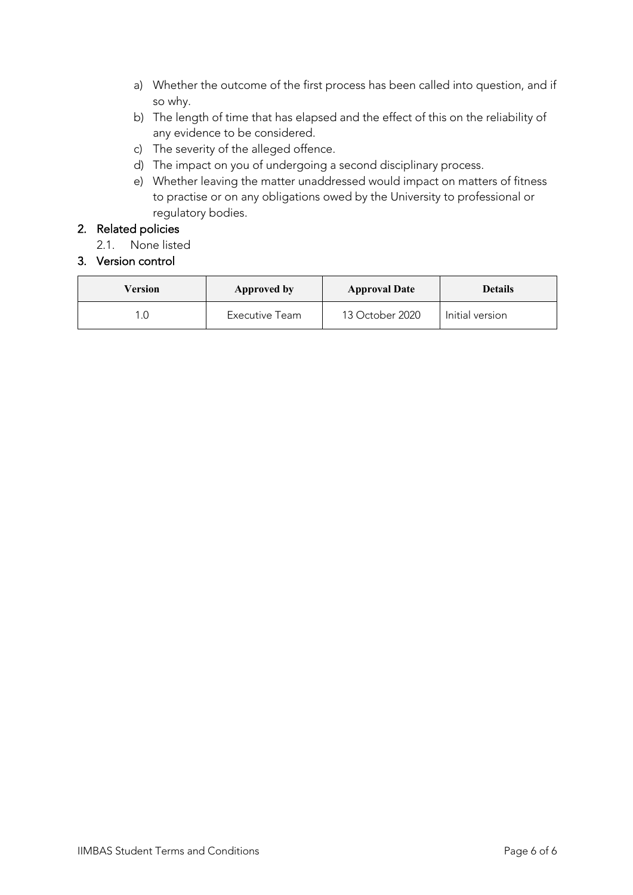a) Whether the outcome of the first process has been called into question, and if so why.
b) The length of time that has elapsed and the effect of this on the reliability of any evidence to be considered.
c) The severity of the alleged offence.
d) The impact on you of undergoing a second disciplinary process.
e) Whether leaving the matter unaddressed would impact on matters of fitness to practise or on any obligations owed by the University to professional or regulatory bodies.

## 2. Related policies

2.1. None listed

## 3. Version control

| Version | Approved by | Approval Date | Details |
|---|---|---|---|
| 1.0 | Executive Team | 13 October 2020 | Initial version |